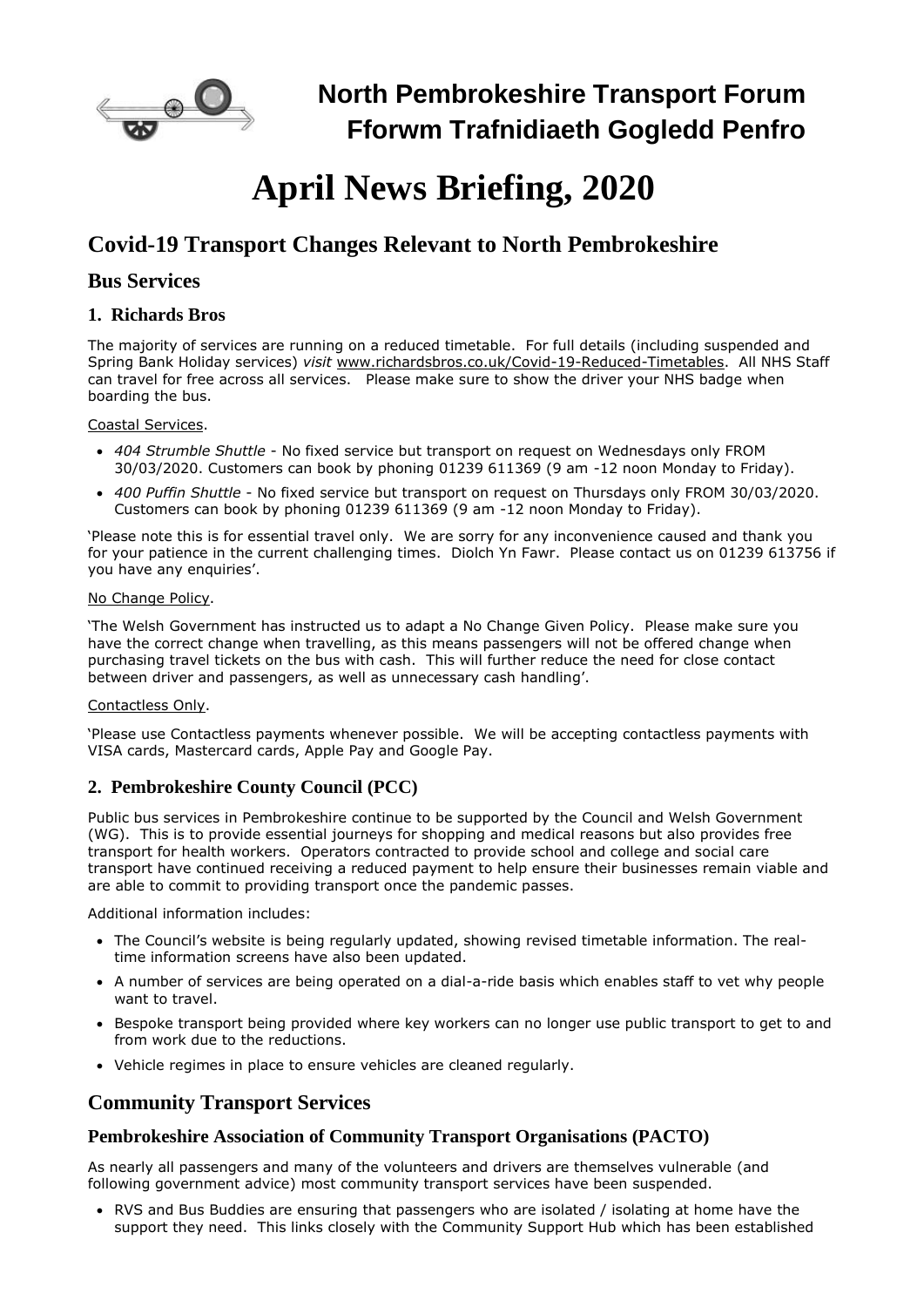# North Pembrokeshire Transport Forum
# Fforwm Trafnidiaeth Gogledd Penfro

# April News Briefing, 2020

## Covid-19 Transport Changes Relevant to North Pembrokeshire

### Bus Services

#### 1. Richards Bros

The majority of services are running on a reduced timetable. For full details (including suspended and Spring Bank Holiday services) *visit* www.richardsbros.co.uk/Covid-19-Reduced-Timetables. All NHS Staff can travel for free across all services. Please make sure to show the driver your NHS badge when boarding the bus.

Coastal Services.

- *404 Strumble Shuttle* - No fixed service but transport on request on Wednesdays only FROM 30/03/2020. Customers can book by phoning 01239 611369 (9 am -12 noon Monday to Friday).
- *400 Puffin Shuttle* - No fixed service but transport on request on Thursdays only FROM 30/03/2020. Customers can book by phoning 01239 611369 (9 am -12 noon Monday to Friday).

'Please note this is for essential travel only. We are sorry for any inconvenience caused and thank you for your patience in the current challenging times. Diolch Yn Fawr. Please contact us on 01239 613756 if you have any enquiries'.

No Change Policy.

'The Welsh Government has instructed us to adapt a No Change Given Policy. Please make sure you have the correct change when travelling, as this means passengers will not be offered change when purchasing travel tickets on the bus with cash. This will further reduce the need for close contact between driver and passengers, as well as unnecessary cash handling'.

Contactless Only.

'Please use Contactless payments whenever possible. We will be accepting contactless payments with VISA cards, Mastercard cards, Apple Pay and Google Pay.

#### 2. Pembrokeshire County Council (PCC)

Public bus services in Pembrokeshire continue to be supported by the Council and Welsh Government (WG). This is to provide essential journeys for shopping and medical reasons but also provides free transport for health workers. Operators contracted to provide school and college and social care transport have continued receiving a reduced payment to help ensure their businesses remain viable and are able to commit to providing transport once the pandemic passes.

Additional information includes:

- The Council's website is being regularly updated, showing revised timetable information. The real-time information screens have also been updated.
- A number of services are being operated on a dial-a-ride basis which enables staff to vet why people want to travel.
- Bespoke transport being provided where key workers can no longer use public transport to get to and from work due to the reductions.
- Vehicle regimes in place to ensure vehicles are cleaned regularly.

### Community Transport Services

#### Pembrokeshire Association of Community Transport Organisations (PACTO)

As nearly all passengers and many of the volunteers and drivers are themselves vulnerable (and following government advice) most community transport services have been suspended.

- RVS and Bus Buddies are ensuring that passengers who are isolated / isolating at home have the support they need. This links closely with the Community Support Hub which has been established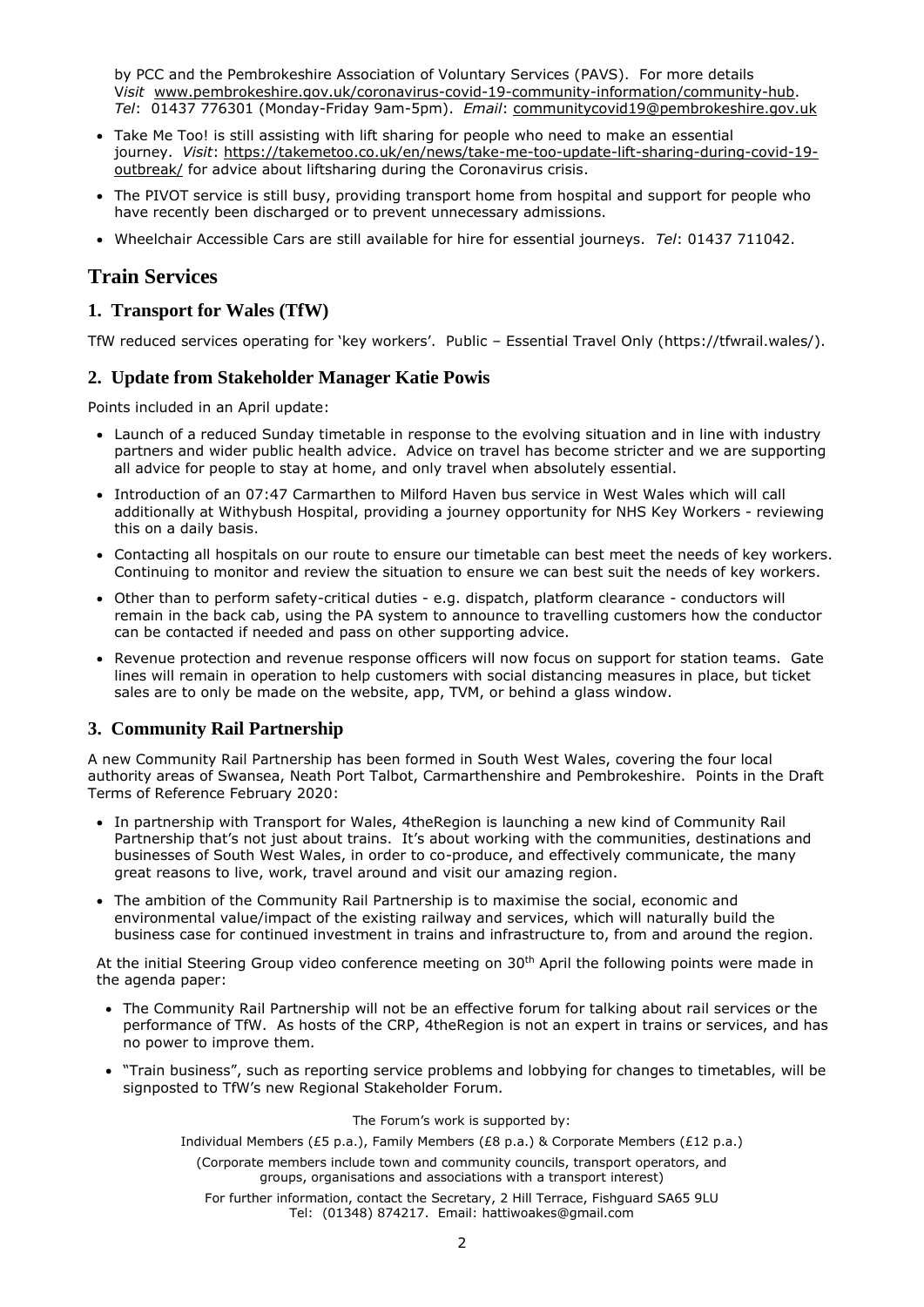by PCC and the Pembrokeshire Association of Voluntary Services (PAVS). For more details V*isit* www.pembrokeshire.gov.uk/coronavirus-covid-19-community-information/community-hub. *Tel*: 01437 776301 (Monday-Friday 9am-5pm). *Email*: communitycovid19@pembrokeshire.gov.uk

- Take Me Too! is still assisting with lift sharing for people who need to make an essential journey. *Visit*: https://takemetoo.co.uk/en/news/take-me-too-update-lift-sharing-during-covid-19-outbreak/ for advice about liftsharing during the Coronavirus crisis.
- The PIVOT service is still busy, providing transport home from hospital and support for people who have recently been discharged or to prevent unnecessary admissions.
- Wheelchair Accessible Cars are still available for hire for essential journeys. *Tel*: 01437 711042.

## Train Services

### 1. Transport for Wales (TfW)

TfW reduced services operating for 'key workers'. Public – Essential Travel Only (https://tfwrail.wales/).

### 2. Update from Stakeholder Manager Katie Powis

Points included in an April update:

- Launch of a reduced Sunday timetable in response to the evolving situation and in line with industry partners and wider public health advice. Advice on travel has become stricter and we are supporting all advice for people to stay at home, and only travel when absolutely essential.
- Introduction of an 07:47 Carmarthen to Milford Haven bus service in West Wales which will call additionally at Withybush Hospital, providing a journey opportunity for NHS Key Workers - reviewing this on a daily basis.
- Contacting all hospitals on our route to ensure our timetable can best meet the needs of key workers. Continuing to monitor and review the situation to ensure we can best suit the needs of key workers.
- Other than to perform safety-critical duties - e.g. dispatch, platform clearance - conductors will remain in the back cab, using the PA system to announce to travelling customers how the conductor can be contacted if needed and pass on other supporting advice.
- Revenue protection and revenue response officers will now focus on support for station teams. Gate lines will remain in operation to help customers with social distancing measures in place, but ticket sales are to only be made on the website, app, TVM, or behind a glass window.

### 3. Community Rail Partnership

A new Community Rail Partnership has been formed in South West Wales, covering the four local authority areas of Swansea, Neath Port Talbot, Carmarthenshire and Pembrokeshire. Points in the Draft Terms of Reference February 2020:

- In partnership with Transport for Wales, 4theRegion is launching a new kind of Community Rail Partnership that's not just about trains. It's about working with the communities, destinations and businesses of South West Wales, in order to co-produce, and effectively communicate, the many great reasons to live, work, travel around and visit our amazing region.
- The ambition of the Community Rail Partnership is to maximise the social, economic and environmental value/impact of the existing railway and services, which will naturally build the business case for continued investment in trains and infrastructure to, from and around the region.

At the initial Steering Group video conference meeting on 30th April the following points were made in the agenda paper:

- The Community Rail Partnership will not be an effective forum for talking about rail services or the performance of TfW. As hosts of the CRP, 4theRegion is not an expert in trains or services, and has no power to improve them.
- "Train business", such as reporting service problems and lobbying for changes to timetables, will be signposted to TfW's new Regional Stakeholder Forum.

The Forum's work is supported by:

Individual Members (£5 p.a.), Family Members (£8 p.a.) & Corporate Members (£12 p.a.)

(Corporate members include town and community councils, transport operators, and groups, organisations and associations with a transport interest)

For further information, contact the Secretary, 2 Hill Terrace, Fishguard SA65 9LU
Tel: (01348) 874217. Email: hattiwoakes@gmail.com